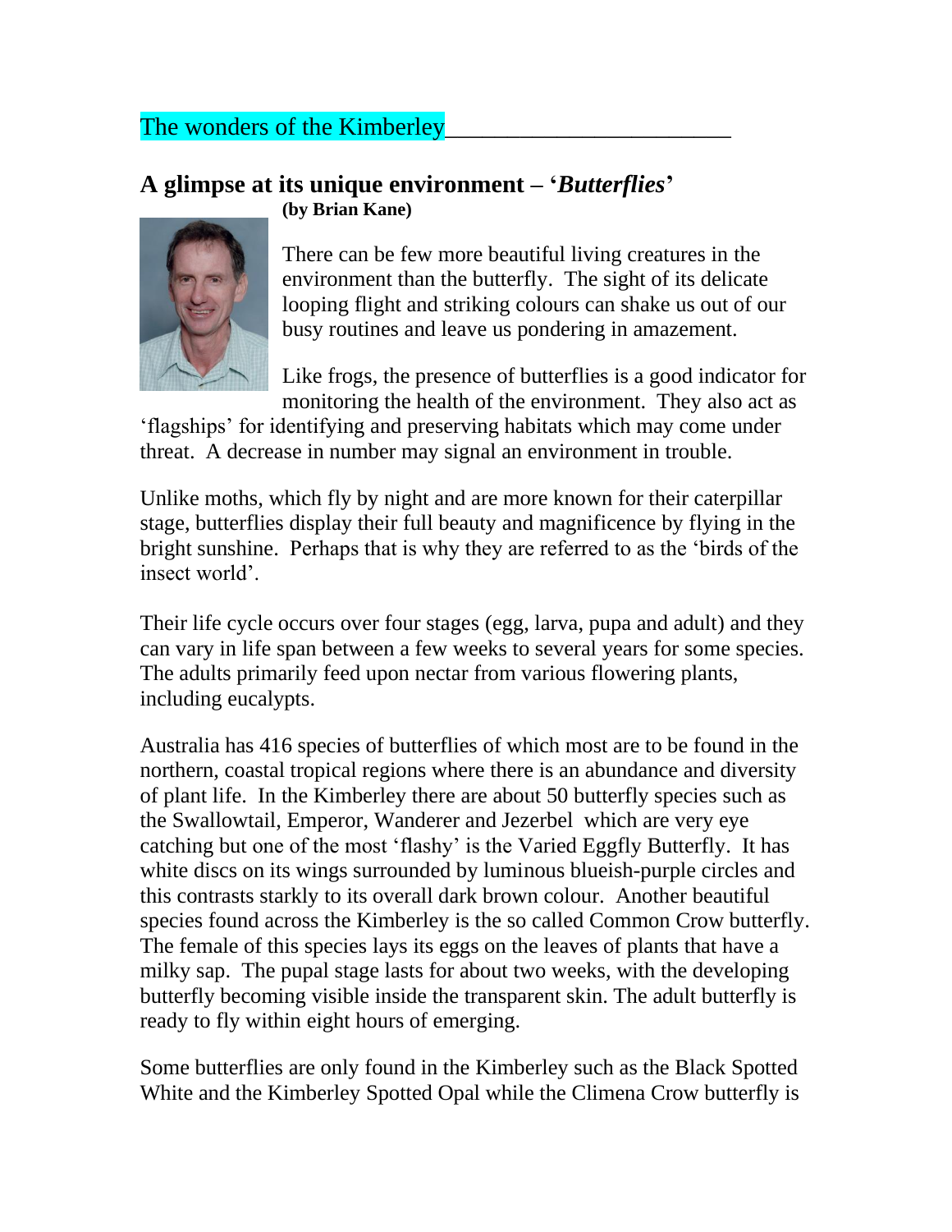The wonders of the Kimberley

## A glimpse at its unique environment – '*Butterflies*'

**(by Brian Kane)**

There can be few more beautiful living creatures in the environment than the butterfly. The sight of its delicate looping flight and striking colours can shake us out of our busy routines and leave us pondering in amazement.

Like frogs, the presence of butterflies is a good indicator for monitoring the health of the environment. They also act as 'flagships' for identifying and preserving habitats which may come under threat. A decrease in number may signal an environment in trouble.

Unlike moths, which fly by night and are more known for their caterpillar stage, butterflies display their full beauty and magnificence by flying in the bright sunshine. Perhaps that is why they are referred to as the 'birds of the insect world'.

Their life cycle occurs over four stages (egg, larva, pupa and adult) and they can vary in life span between a few weeks to several years for some species. The adults primarily feed upon nectar from various flowering plants, including eucalypts.

Australia has 416 species of butterflies of which most are to be found in the northern, coastal tropical regions where there is an abundance and diversity of plant life. In the Kimberley there are about 50 butterfly species such as the Swallowtail, Emperor, Wanderer and Jezerbel which are very eye catching but one of the most 'flashy' is the Varied Eggfly Butterfly. It has white discs on its wings surrounded by luminous blueish-purple circles and this contrasts starkly to its overall dark brown colour. Another beautiful species found across the Kimberley is the so called Common Crow butterfly. The female of this species lays its eggs on the leaves of plants that have a milky sap. The pupal stage lasts for about two weeks, with the developing butterfly becoming visible inside the transparent skin. The adult butterfly is ready to fly within eight hours of emerging.

Some butterflies are only found in the Kimberley such as the Black Spotted White and the Kimberley Spotted Opal while the Climena Crow butterfly is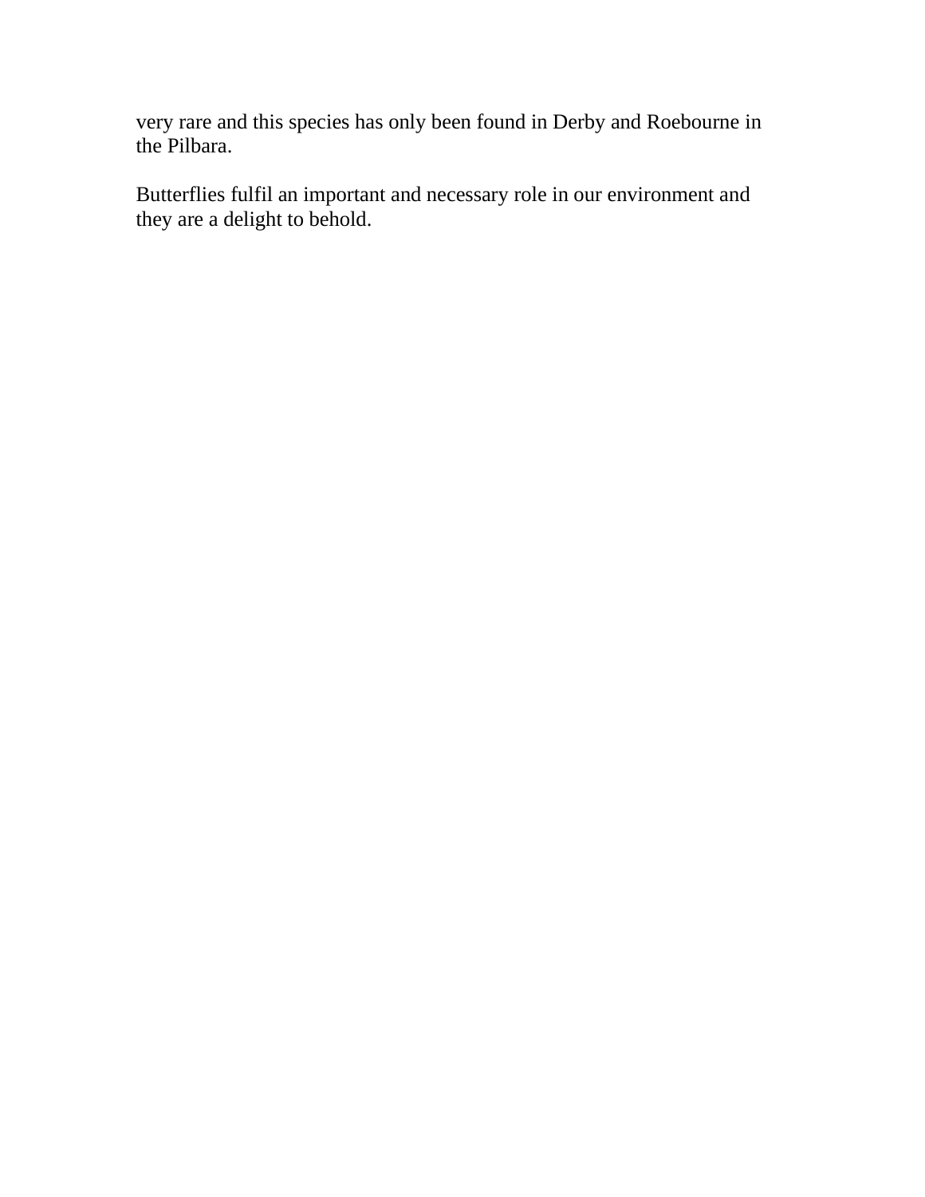very rare and this species has only been found in Derby and Roebourne in the Pilbara.

Butterflies fulfil an important and necessary role in our environment and they are a delight to behold.